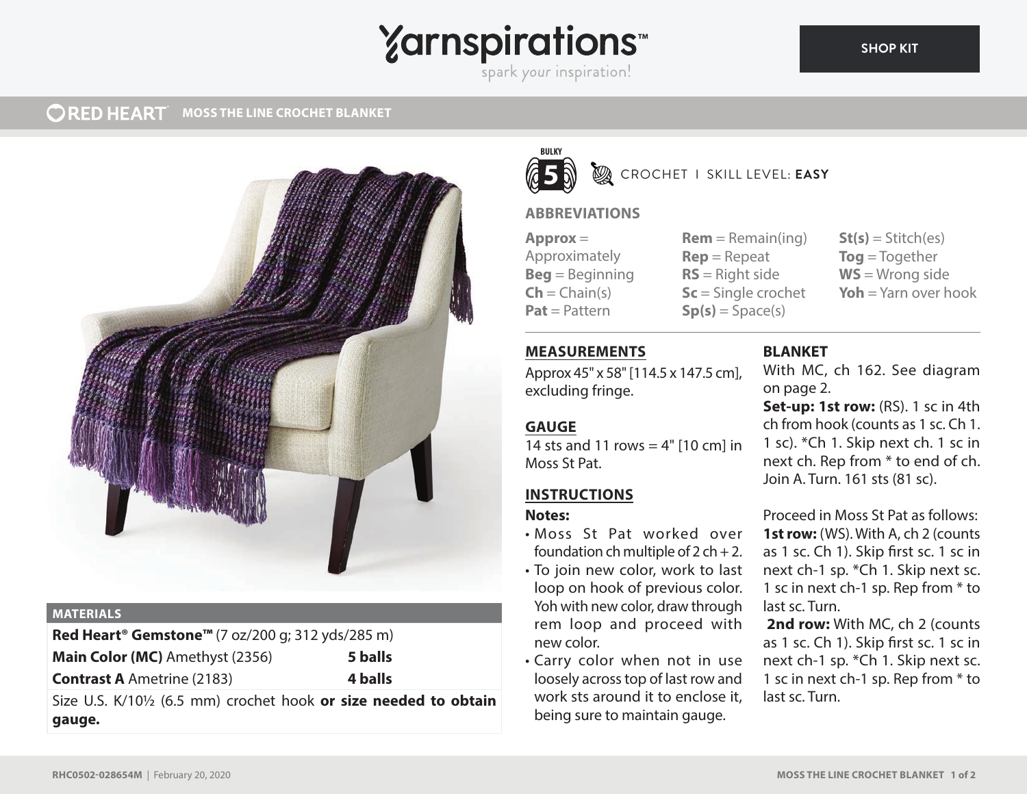# MOSS THE LINE CROCHET BLANKET

RED HEART

BULKY 5

CROCHET | SKILL LEVEL: **EASY**

## ABBREVIATIONS

**Approx** = Approximately
**Beg** = Beginning
**Ch** = Chain(s)
**Pat** = Pattern
**Rem** = Remain(ing)
**Rep** = Repeat
**RS** = Right side
**Sc** = Single crochet
**Sp(s)** = Space(s)
**St(s)** = Stitch(es)
**Tog** = Together
**WS** = Wrong side
**Yoh** = Yarn over hook

## MATERIALS

| | |
|---|---|
| **Red Heart® Gemstone™** (7 oz/200 g; 312 yds/285 m) | |
| **Main Color (MC)** Amethyst (2356) | **5 balls** |
| **Contrast A** Ametrine (2183) | **4 balls** |

Size U.S. K/10½ (6.5 mm) crochet hook **or size needed to obtain gauge.**

## MEASUREMENTS

Approx 45" x 58" [114.5 x 147.5 cm], excluding fringe.

## GAUGE

14 sts and 11 rows = 4" [10 cm] in Moss St Pat.

## INSTRUCTIONS

### Notes:

- Moss St Pat worked over foundation ch multiple of 2 ch + 2.
- To join new color, work to last loop on hook of previous color. Yoh with new color, draw through rem loop and proceed with new color.
- Carry color when not in use loosely across top of last row and work sts around it to enclose it, being sure to maintain gauge.

## BLANKET

With MC, ch 162. See diagram on page 2.

**Set-up: 1st row:** (RS). 1 sc in 4th ch from hook (counts as 1 sc. Ch 1. 1 sc). *Ch 1. Skip next ch. 1 sc in next ch. Rep from * to end of ch. Join A. Turn. 161 sts (81 sc).

Proceed in Moss St Pat as follows:

**1st row:** (WS). With A, ch 2 (counts as 1 sc. Ch 1). Skip first sc. 1 sc in next ch-1 sp. *Ch 1. Skip next sc. 1 sc in next ch-1 sp. Rep from * to last sc. Turn.

**2nd row:** With MC, ch 2 (counts as 1 sc. Ch 1). Skip first sc. 1 sc in next ch-1 sp. *Ch 1. Skip next sc. 1 sc in next ch-1 sp. Rep from * to last sc. Turn.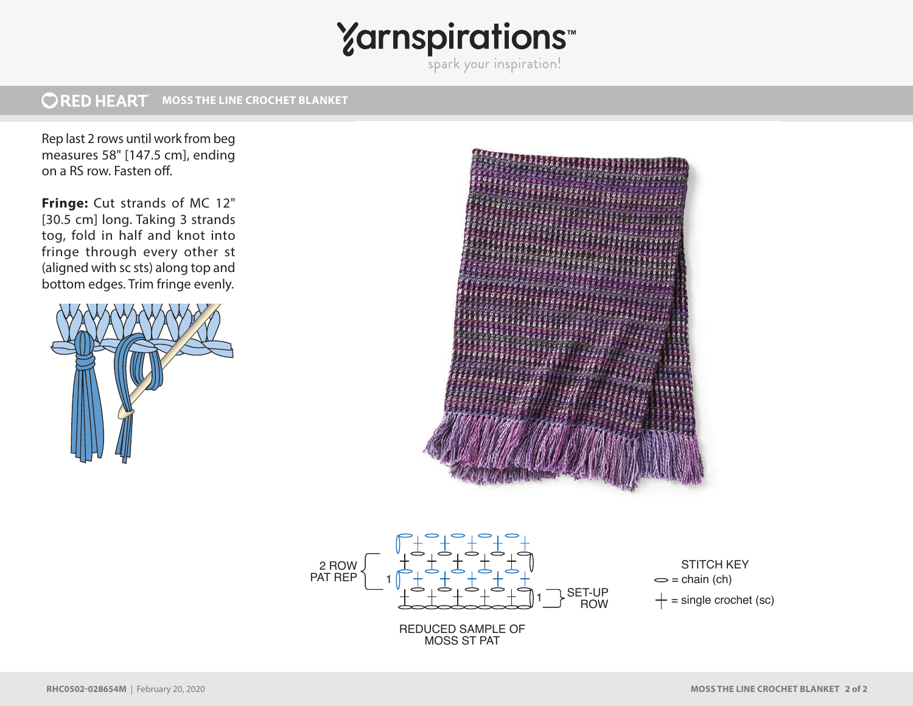Rep last 2 rows until work from beg measures 58" [147.5 cm], ending on a RS row. Fasten off.

**Fringe:** Cut strands of MC 12" [30.5 cm] long. Taking 3 strands tog, fold in half and knot into fringe through every other st (aligned with sc sts) along top and bottom edges. Trim fringe evenly.

2 ROW PAT REP

1

1

SET-UP ROW

REDUCED SAMPLE OF MOSS ST PAT

STITCH KEY

= chain (ch)

= single crochet (sc)

RHC0502-028654M | February 20, 2020